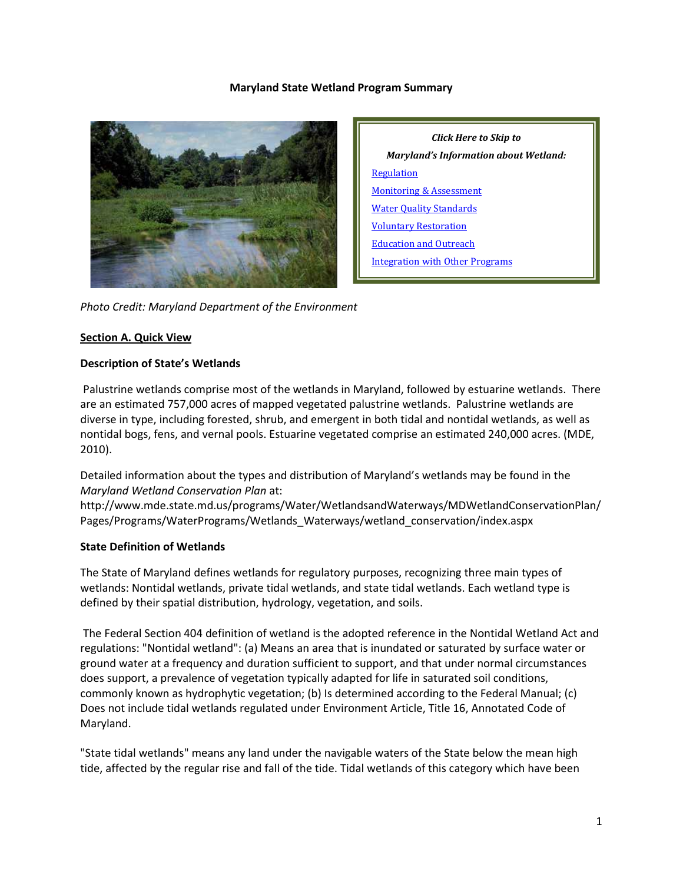**Maryland State Wetland Program Summary**

*Click Here to Skip to*

*Maryland's Information about Wetland:*

[Regulation](#)

[Monitoring & Assessment](#)

[Water Quality Standards](#)

[Voluntary Restoration](#)

[Education and Outreach](#)

[Integration with Other Programs](#)

*Photo Credit: Maryland Department of the Environment*

## Section A. Quick View

### Description of State's Wetlands

Palustrine wetlands comprise most of the wetlands in Maryland, followed by estuarine wetlands. There are an estimated 757,000 acres of mapped vegetated palustrine wetlands. Palustrine wetlands are diverse in type, including forested, shrub, and emergent in both tidal and nontidal wetlands, as well as nontidal bogs, fens, and vernal pools. Estuarine vegetated comprise an estimated 240,000 acres. (MDE, 2010).

Detailed information about the types and distribution of Maryland's wetlands may be found in the *Maryland Wetland Conservation Plan* at:
http://www.mde.state.md.us/programs/Water/WetlandsandWaterways/MDWetlandConservationPlan/Pages/Programs/WaterPrograms/Wetlands_Waterways/wetland_conservation/index.aspx

### State Definition of Wetlands

The State of Maryland defines wetlands for regulatory purposes, recognizing three main types of wetlands: Nontidal wetlands, private tidal wetlands, and state tidal wetlands. Each wetland type is defined by their spatial distribution, hydrology, vegetation, and soils.

The Federal Section 404 definition of wetland is the adopted reference in the Nontidal Wetland Act and regulations: "Nontidal wetland": (a) Means an area that is inundated or saturated by surface water or ground water at a frequency and duration sufficient to support, and that under normal circumstances does support, a prevalence of vegetation typically adapted for life in saturated soil conditions, commonly known as hydrophytic vegetation; (b) Is determined according to the Federal Manual; (c) Does not include tidal wetlands regulated under Environment Article, Title 16, Annotated Code of Maryland.

"State tidal wetlands" means any land under the navigable waters of the State below the mean high tide, affected by the regular rise and fall of the tide. Tidal wetlands of this category which have been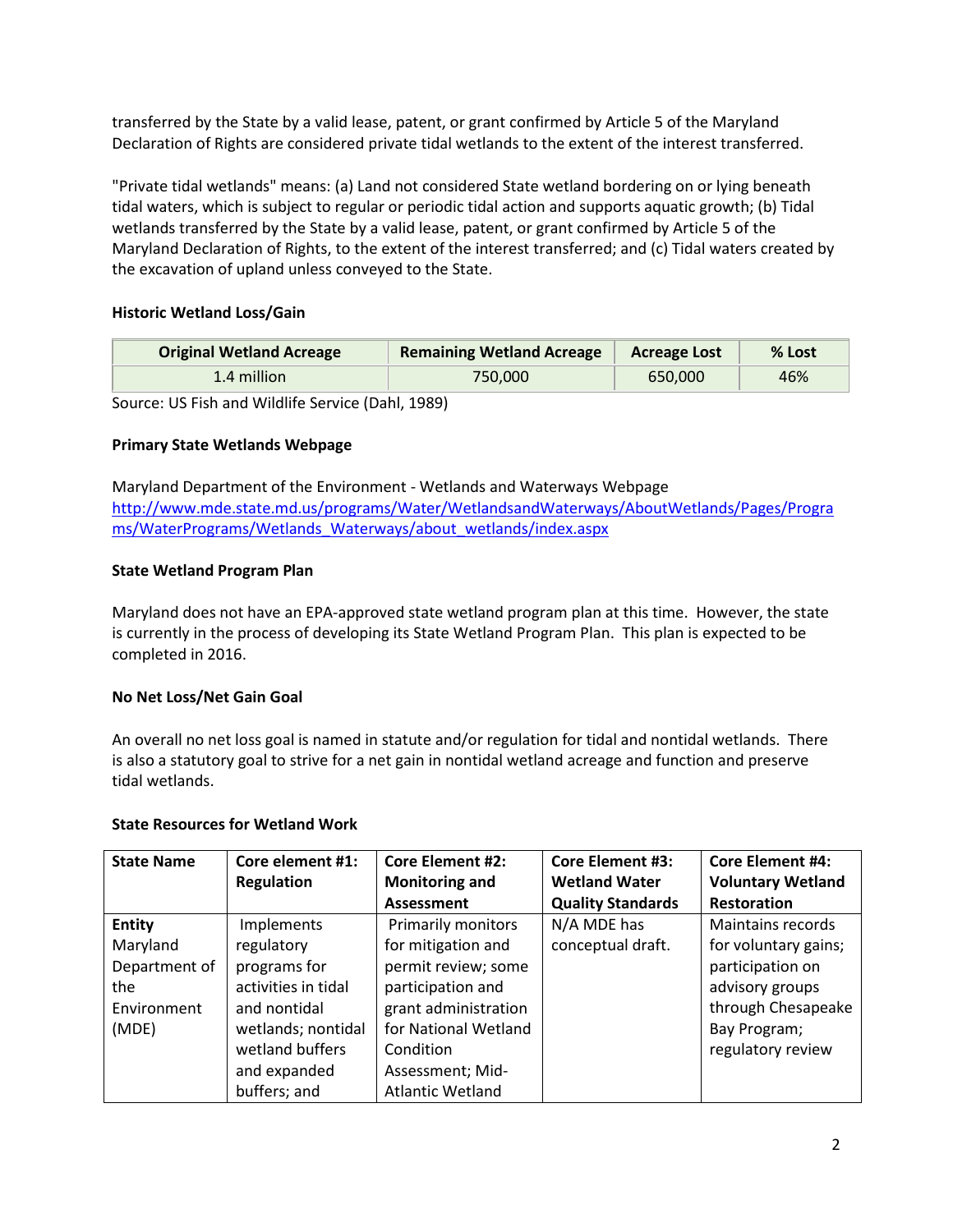transferred by the State by a valid lease, patent, or grant confirmed by Article 5 of the Maryland Declaration of Rights are considered private tidal wetlands to the extent of the interest transferred.

"Private tidal wetlands" means: (a) Land not considered State wetland bordering on or lying beneath tidal waters, which is subject to regular or periodic tidal action and supports aquatic growth; (b) Tidal wetlands transferred by the State by a valid lease, patent, or grant confirmed by Article 5 of the Maryland Declaration of Rights, to the extent of the interest transferred; and (c) Tidal waters created by the excavation of upland unless conveyed to the State.

**Historic Wetland Loss/Gain**

| Original Wetland Acreage | Remaining Wetland Acreage | Acreage Lost | % Lost |
|---|---|---|---|
| 1.4 million | 750,000 | 650,000 | 46% |

Source: US Fish and Wildlife Service (Dahl, 1989)

**Primary State Wetlands Webpage**

Maryland Department of the Environment - Wetlands and Waterways Webpage
[http://www.mde.state.md.us/programs/Water/WetlandsandWaterways/AboutWetlands/Pages/Programs/WaterPrograms/Wetlands_Waterways/about_wetlands/index.aspx](http://www.mde.state.md.us/programs/Water/WetlandsandWaterways/AboutWetlands/Pages/Programs/WaterPrograms/Wetlands_Waterways/about_wetlands/index.aspx)

**State Wetland Program Plan**

Maryland does not have an EPA-approved state wetland program plan at this time. However, the state is currently in the process of developing its State Wetland Program Plan. This plan is expected to be completed in 2016.

**No Net Loss/Net Gain Goal**

An overall no net loss goal is named in statute and/or regulation for tidal and nontidal wetlands. There is also a statutory goal to strive for a net gain in nontidal wetland acreage and function and preserve tidal wetlands.

**State Resources for Wetland Work**

| State Name | Core element #1: Regulation | Core Element #2: Monitoring and Assessment | Core Element #3: Wetland Water Quality Standards | Core Element #4: Voluntary Wetland Restoration |
|---|---|---|---|---|
| **Entity** Maryland Department of the Environment (MDE) | Implements regulatory programs for activities in tidal and nontidal wetlands; nontidal wetland buffers and expanded buffers; and | Primarily monitors for mitigation and permit review; some participation and grant administration for National Wetland Condition Assessment; Mid-Atlantic Wetland | N/A MDE has conceptual draft. | Maintains records for voluntary gains; participation on advisory groups through Chesapeake Bay Program; regulatory review |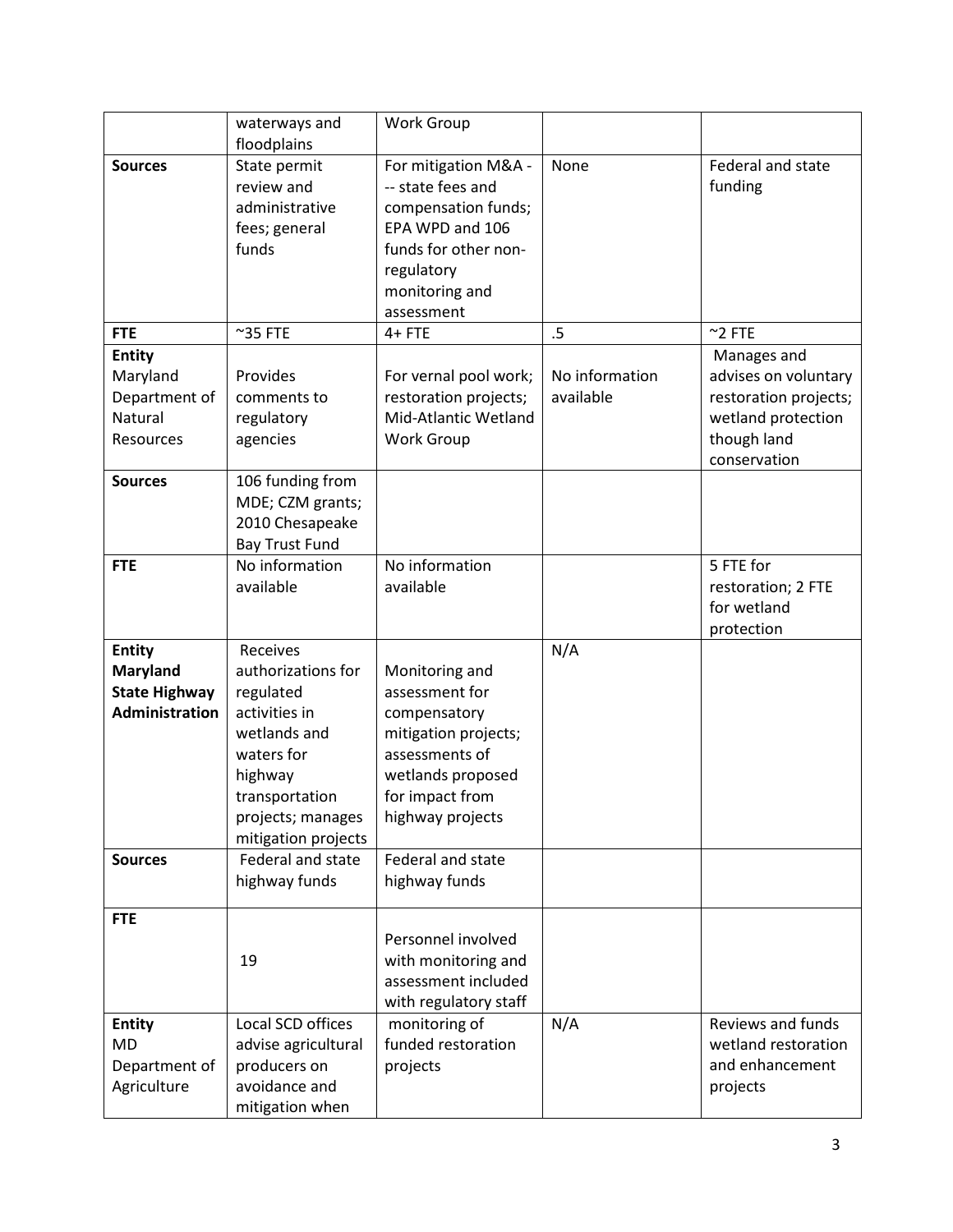| | waterways and floodplains | Work Group | | |
|---|---|---|---|---|
| **Sources** | State permit review and administrative fees; general funds | For mitigation M&A -- state fees and compensation funds; EPA WPD and 106 funds for other non-regulatory monitoring and assessment | None | Federal and state funding |
| **FTE** | ~35 FTE | 4+ FTE | .5 | ~2 FTE |
| **Entity** Maryland Department of Natural Resources | Provides comments to regulatory agencies | For vernal pool work; restoration projects; Mid-Atlantic Wetland Work Group | No information available | Manages and advises on voluntary restoration projects; wetland protection though land conservation |
| **Sources** | 106 funding from MDE; CZM grants; 2010 Chesapeake Bay Trust Fund | | | |
| **FTE** | No information available | No information available | | 5 FTE for restoration; 2 FTE for wetland protection |
| **Entity Maryland State Highway Administration** | Receives authorizations for regulated activities in wetlands and waters for highway transportation projects; manages mitigation projects | Monitoring and assessment for compensatory mitigation projects; assessments of wetlands proposed for impact from highway projects | N/A | |
| **Sources** | Federal and state highway funds | Federal and state highway funds | | |
| **FTE** | 19 | Personnel involved with monitoring and assessment included with regulatory staff | | |
| **Entity** MD Department of Agriculture | Local SCD offices advise agricultural producers on avoidance and mitigation when | monitoring of funded restoration projects | N/A | Reviews and funds wetland restoration and enhancement projects |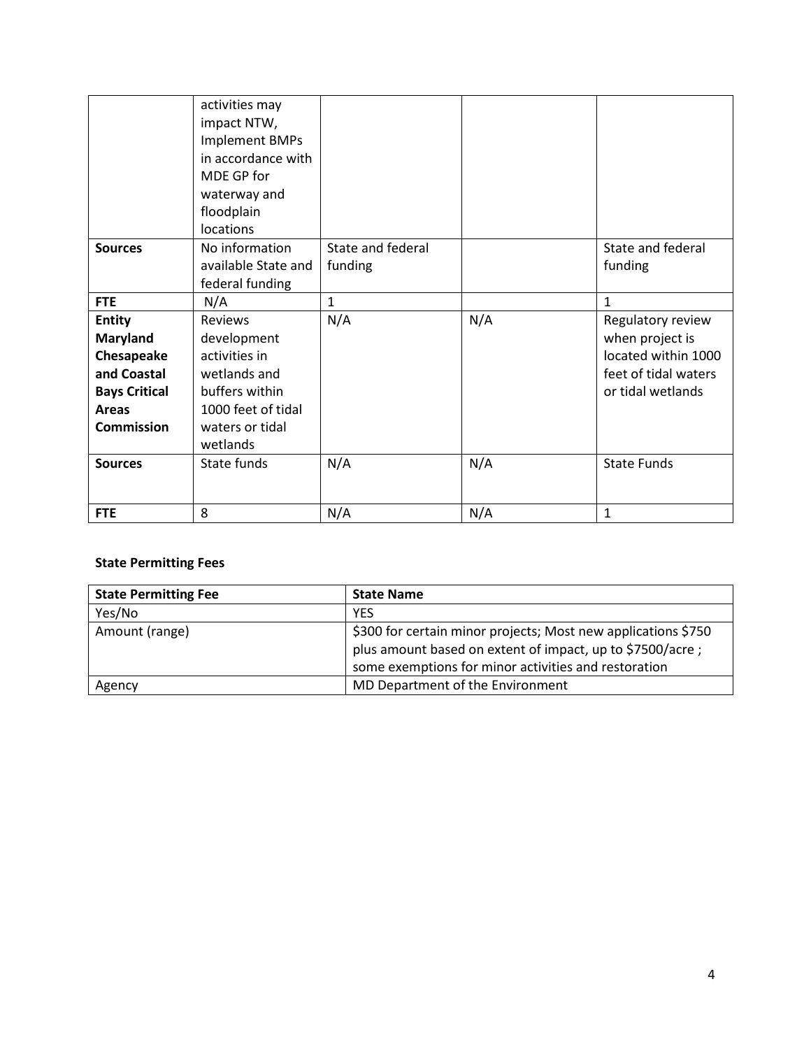| | | | | |
|---|---|---|---|---|
| | activities may impact NTW, Implement BMPs in accordance with MDE GP for waterway and floodplain locations | | | |
| **Sources** | No information available State and federal funding | State and federal funding | | State and federal funding |
| **FTE** | N/A | 1 | | 1 |
| **Entity Maryland Chesapeake and Coastal Bays Critical Areas Commission** | Reviews development activities in wetlands and buffers within 1000 feet of tidal waters or tidal wetlands | N/A | N/A | Regulatory review when project is located within 1000 feet of tidal waters or tidal wetlands |
| **Sources** | State funds | N/A | N/A | State Funds |
| **FTE** | 8 | N/A | N/A | 1 |

**State Permitting Fees**

| **State Permitting Fee** | **State Name** |
|---|---|
| Yes/No | YES |
| Amount (range) | $300 for certain minor projects; Most new applications $750 plus amount based on extent of impact, up to $7500/acre ; some exemptions for minor activities and restoration |
| Agency | MD Department of the Environment |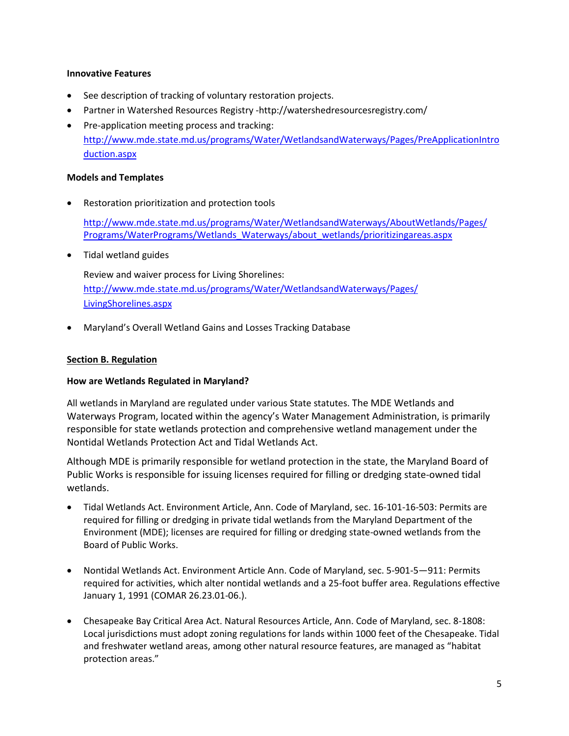**Innovative Features**

- See description of tracking of voluntary restoration projects.
- Partner in Watershed Resources Registry -http://watershedresourcesregistry.com/
- Pre-application meeting process and tracking: http://www.mde.state.md.us/programs/Water/WetlandsandWaterways/Pages/PreApplicationIntroduction.aspx

**Models and Templates**

- Restoration prioritization and protection tools

  http://www.mde.state.md.us/programs/Water/WetlandsandWaterways/AboutWetlands/Pages/Programs/WaterPrograms/Wetlands_Waterways/about_wetlands/prioritizingareas.aspx

- Tidal wetland guides

  Review and waiver process for Living Shorelines: http://www.mde.state.md.us/programs/Water/WetlandsandWaterways/Pages/LivingShorelines.aspx

- Maryland's Overall Wetland Gains and Losses Tracking Database

## Section B. Regulation

### How are Wetlands Regulated in Maryland?

All wetlands in Maryland are regulated under various State statutes. The MDE Wetlands and Waterways Program, located within the agency's Water Management Administration, is primarily responsible for state wetlands protection and comprehensive wetland management under the Nontidal Wetlands Protection Act and Tidal Wetlands Act.

Although MDE is primarily responsible for wetland protection in the state, the Maryland Board of Public Works is responsible for issuing licenses required for filling or dredging state-owned tidal wetlands.

- Tidal Wetlands Act. Environment Article, Ann. Code of Maryland, sec. 16-101-16-503: Permits are required for filling or dredging in private tidal wetlands from the Maryland Department of the Environment (MDE); licenses are required for filling or dredging state-owned wetlands from the Board of Public Works.

- Nontidal Wetlands Act. Environment Article Ann. Code of Maryland, sec. 5-901-5—911: Permits required for activities, which alter nontidal wetlands and a 25-foot buffer area. Regulations effective January 1, 1991 (COMAR 26.23.01-06.).

- Chesapeake Bay Critical Area Act. Natural Resources Article, Ann. Code of Maryland, sec. 8-1808: Local jurisdictions must adopt zoning regulations for lands within 1000 feet of the Chesapeake. Tidal and freshwater wetland areas, among other natural resource features, are managed as "habitat protection areas."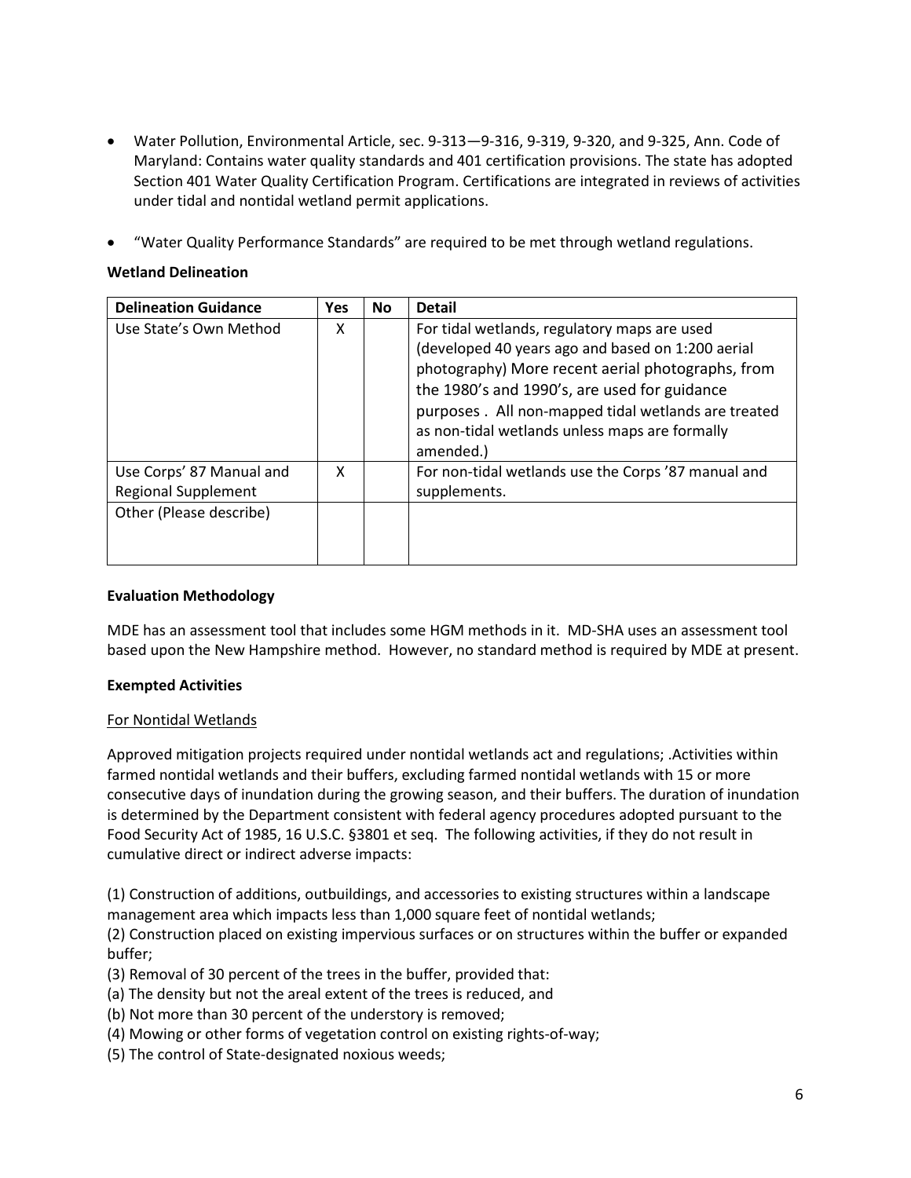- Water Pollution, Environmental Article, sec. 9-313—9-316, 9-319, 9-320, and 9-325, Ann. Code of Maryland: Contains water quality standards and 401 certification provisions. The state has adopted Section 401 Water Quality Certification Program. Certifications are integrated in reviews of activities under tidal and nontidal wetland permit applications.

- "Water Quality Performance Standards" are required to be met through wetland regulations.

**Wetland Delineation**

| Delineation Guidance | Yes | No | Detail |
|---|---|---|---|
| Use State's Own Method | X | | For tidal wetlands, regulatory maps are used (developed 40 years ago and based on 1:200 aerial photography) More recent aerial photographs, from the 1980's and 1990's, are used for guidance purposes . All non-mapped tidal wetlands are treated as non-tidal wetlands unless maps are formally amended.) |
| Use Corps' 87 Manual and Regional Supplement | X | | For non-tidal wetlands use the Corps '87 manual and supplements. |
| Other (Please describe) | | | |

**Evaluation Methodology**

MDE has an assessment tool that includes some HGM methods in it. MD-SHA uses an assessment tool based upon the New Hampshire method. However, no standard method is required by MDE at present.

**Exempted Activities**

For Nontidal Wetlands

Approved mitigation projects required under nontidal wetlands act and regulations; .Activities within farmed nontidal wetlands and their buffers, excluding farmed nontidal wetlands with 15 or more consecutive days of inundation during the growing season, and their buffers. The duration of inundation is determined by the Department consistent with federal agency procedures adopted pursuant to the Food Security Act of 1985, 16 U.S.C. §3801 et seq. The following activities, if they do not result in cumulative direct or indirect adverse impacts:

(1) Construction of additions, outbuildings, and accessories to existing structures within a landscape management area which impacts less than 1,000 square feet of nontidal wetlands;
(2) Construction placed on existing impervious surfaces or on structures within the buffer or expanded buffer;
(3) Removal of 30 percent of the trees in the buffer, provided that:
(a) The density but not the areal extent of the trees is reduced, and
(b) Not more than 30 percent of the understory is removed;
(4) Mowing or other forms of vegetation control on existing rights-of-way;
(5) The control of State-designated noxious weeds;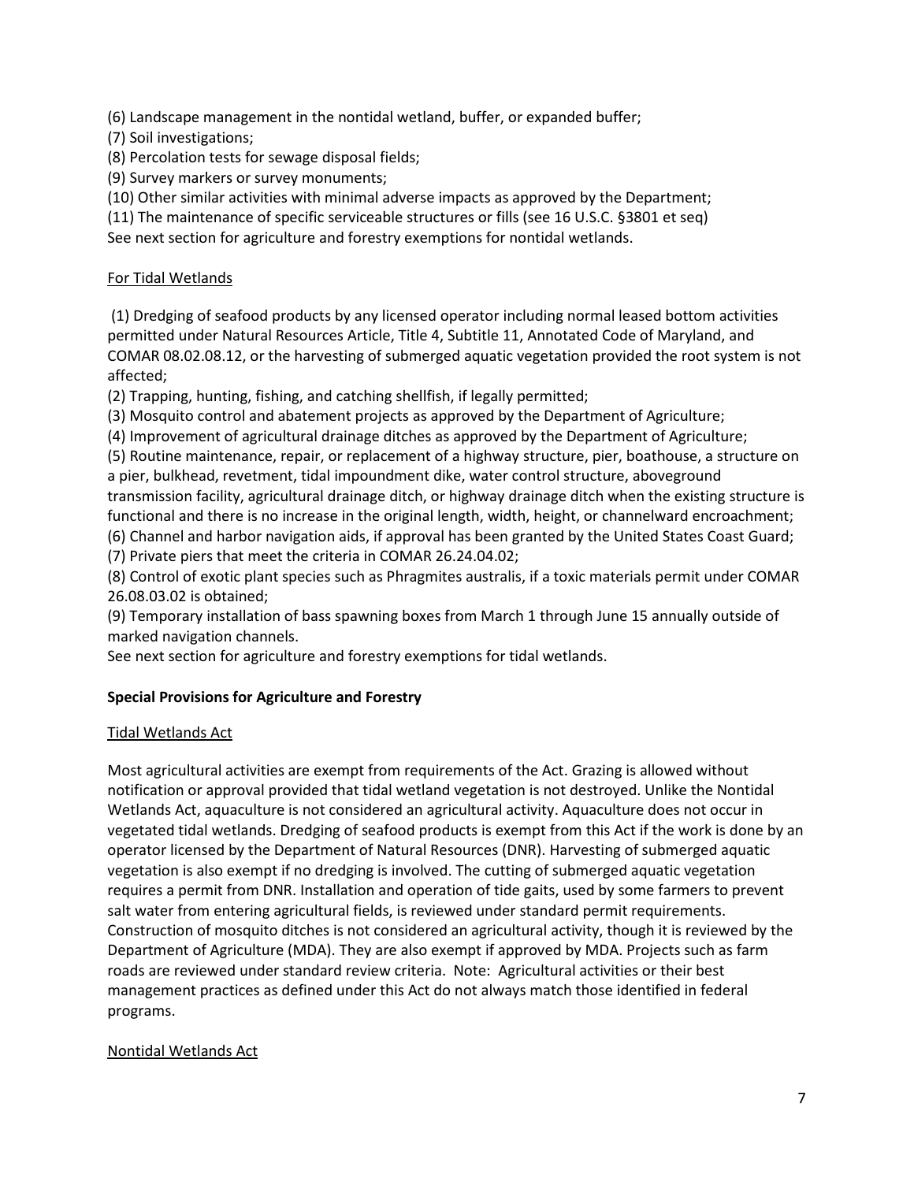(6) Landscape management in the nontidal wetland, buffer, or expanded buffer;
(7) Soil investigations;
(8) Percolation tests for sewage disposal fields;
(9) Survey markers or survey monuments;
(10) Other similar activities with minimal adverse impacts as approved by the Department;
(11) The maintenance of specific serviceable structures or fills (see 16 U.S.C. §3801 et seq)
See next section for agriculture and forestry exemptions for nontidal wetlands.

For Tidal Wetlands

(1) Dredging of seafood products by any licensed operator including normal leased bottom activities permitted under Natural Resources Article, Title 4, Subtitle 11, Annotated Code of Maryland, and COMAR 08.02.08.12, or the harvesting of submerged aquatic vegetation provided the root system is not affected;
(2) Trapping, hunting, fishing, and catching shellfish, if legally permitted;
(3) Mosquito control and abatement projects as approved by the Department of Agriculture;
(4) Improvement of agricultural drainage ditches as approved by the Department of Agriculture;
(5) Routine maintenance, repair, or replacement of a highway structure, pier, boathouse, a structure on a pier, bulkhead, revetment, tidal impoundment dike, water control structure, aboveground transmission facility, agricultural drainage ditch, or highway drainage ditch when the existing structure is functional and there is no increase in the original length, width, height, or channelward encroachment;
(6) Channel and harbor navigation aids, if approval has been granted by the United States Coast Guard;
(7) Private piers that meet the criteria in COMAR 26.24.04.02;
(8) Control of exotic plant species such as Phragmites australis, if a toxic materials permit under COMAR 26.08.03.02 is obtained;
(9) Temporary installation of bass spawning boxes from March 1 through June 15 annually outside of marked navigation channels.
See next section for agriculture and forestry exemptions for tidal wetlands.

**Special Provisions for Agriculture and Forestry**

Tidal Wetlands Act

Most agricultural activities are exempt from requirements of the Act. Grazing is allowed without notification or approval provided that tidal wetland vegetation is not destroyed. Unlike the Nontidal Wetlands Act, aquaculture is not considered an agricultural activity. Aquaculture does not occur in vegetated tidal wetlands. Dredging of seafood products is exempt from this Act if the work is done by an operator licensed by the Department of Natural Resources (DNR). Harvesting of submerged aquatic vegetation is also exempt if no dredging is involved. The cutting of submerged aquatic vegetation requires a permit from DNR. Installation and operation of tide gaits, used by some farmers to prevent salt water from entering agricultural fields, is reviewed under standard permit requirements. Construction of mosquito ditches is not considered an agricultural activity, though it is reviewed by the Department of Agriculture (MDA). They are also exempt if approved by MDA. Projects such as farm roads are reviewed under standard review criteria. Note: Agricultural activities or their best management practices as defined under this Act do not always match those identified in federal programs.

Nontidal Wetlands Act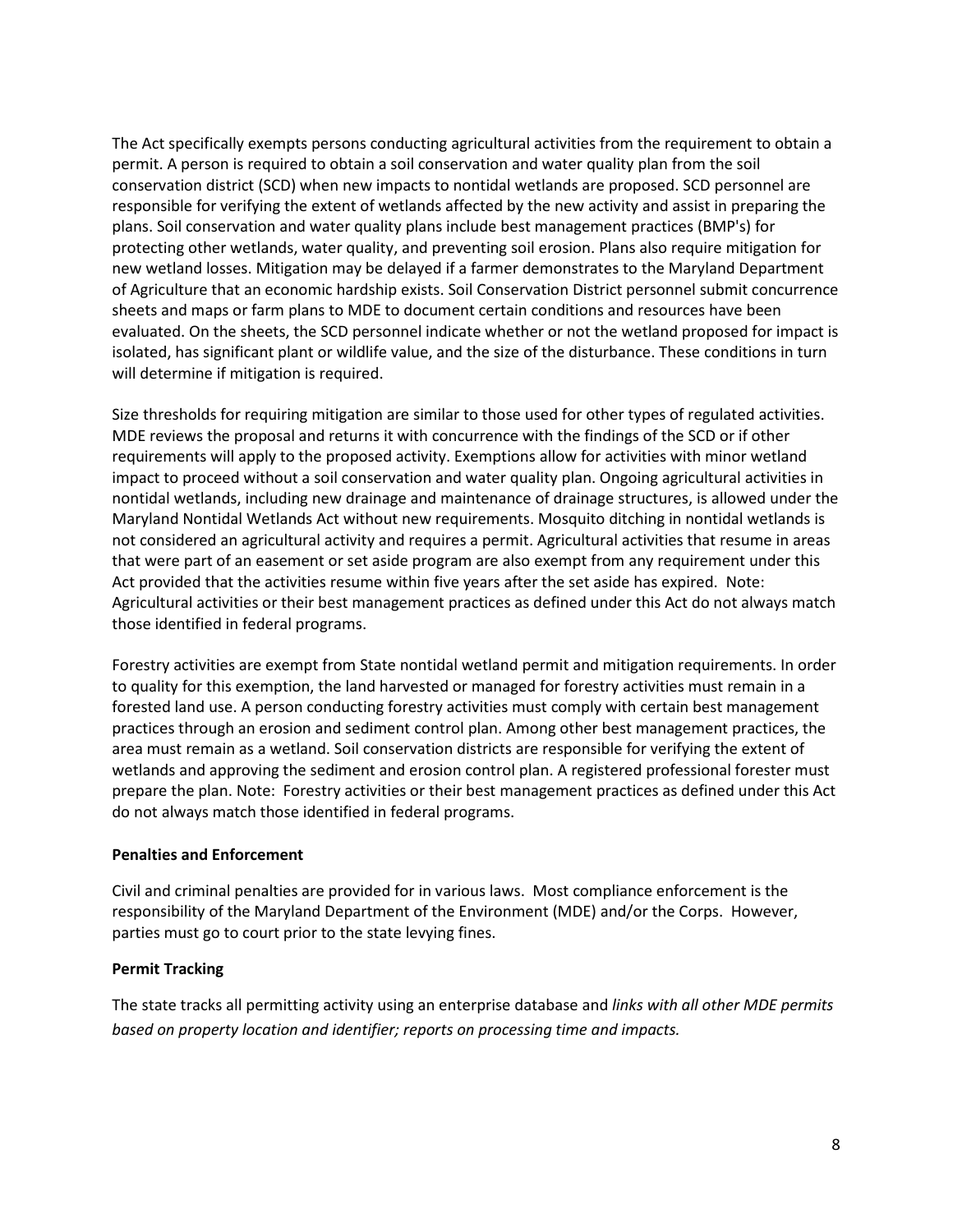The Act specifically exempts persons conducting agricultural activities from the requirement to obtain a permit. A person is required to obtain a soil conservation and water quality plan from the soil conservation district (SCD) when new impacts to nontidal wetlands are proposed. SCD personnel are responsible for verifying the extent of wetlands affected by the new activity and assist in preparing the plans. Soil conservation and water quality plans include best management practices (BMP's) for protecting other wetlands, water quality, and preventing soil erosion. Plans also require mitigation for new wetland losses. Mitigation may be delayed if a farmer demonstrates to the Maryland Department of Agriculture that an economic hardship exists. Soil Conservation District personnel submit concurrence sheets and maps or farm plans to MDE to document certain conditions and resources have been evaluated. On the sheets, the SCD personnel indicate whether or not the wetland proposed for impact is isolated, has significant plant or wildlife value, and the size of the disturbance. These conditions in turn will determine if mitigation is required.

Size thresholds for requiring mitigation are similar to those used for other types of regulated activities. MDE reviews the proposal and returns it with concurrence with the findings of the SCD or if other requirements will apply to the proposed activity. Exemptions allow for activities with minor wetland impact to proceed without a soil conservation and water quality plan. Ongoing agricultural activities in nontidal wetlands, including new drainage and maintenance of drainage structures, is allowed under the Maryland Nontidal Wetlands Act without new requirements. Mosquito ditching in nontidal wetlands is not considered an agricultural activity and requires a permit. Agricultural activities that resume in areas that were part of an easement or set aside program are also exempt from any requirement under this Act provided that the activities resume within five years after the set aside has expired. Note: Agricultural activities or their best management practices as defined under this Act do not always match those identified in federal programs.

Forestry activities are exempt from State nontidal wetland permit and mitigation requirements. In order to quality for this exemption, the land harvested or managed for forestry activities must remain in a forested land use. A person conducting forestry activities must comply with certain best management practices through an erosion and sediment control plan. Among other best management practices, the area must remain as a wetland. Soil conservation districts are responsible for verifying the extent of wetlands and approving the sediment and erosion control plan. A registered professional forester must prepare the plan. Note: Forestry activities or their best management practices as defined under this Act do not always match those identified in federal programs.

**Penalties and Enforcement**

Civil and criminal penalties are provided for in various laws. Most compliance enforcement is the responsibility of the Maryland Department of the Environment (MDE) and/or the Corps. However, parties must go to court prior to the state levying fines.

**Permit Tracking**

The state tracks all permitting activity using an enterprise database and *links with all other MDE permits based on property location and identifier; reports on processing time and impacts.*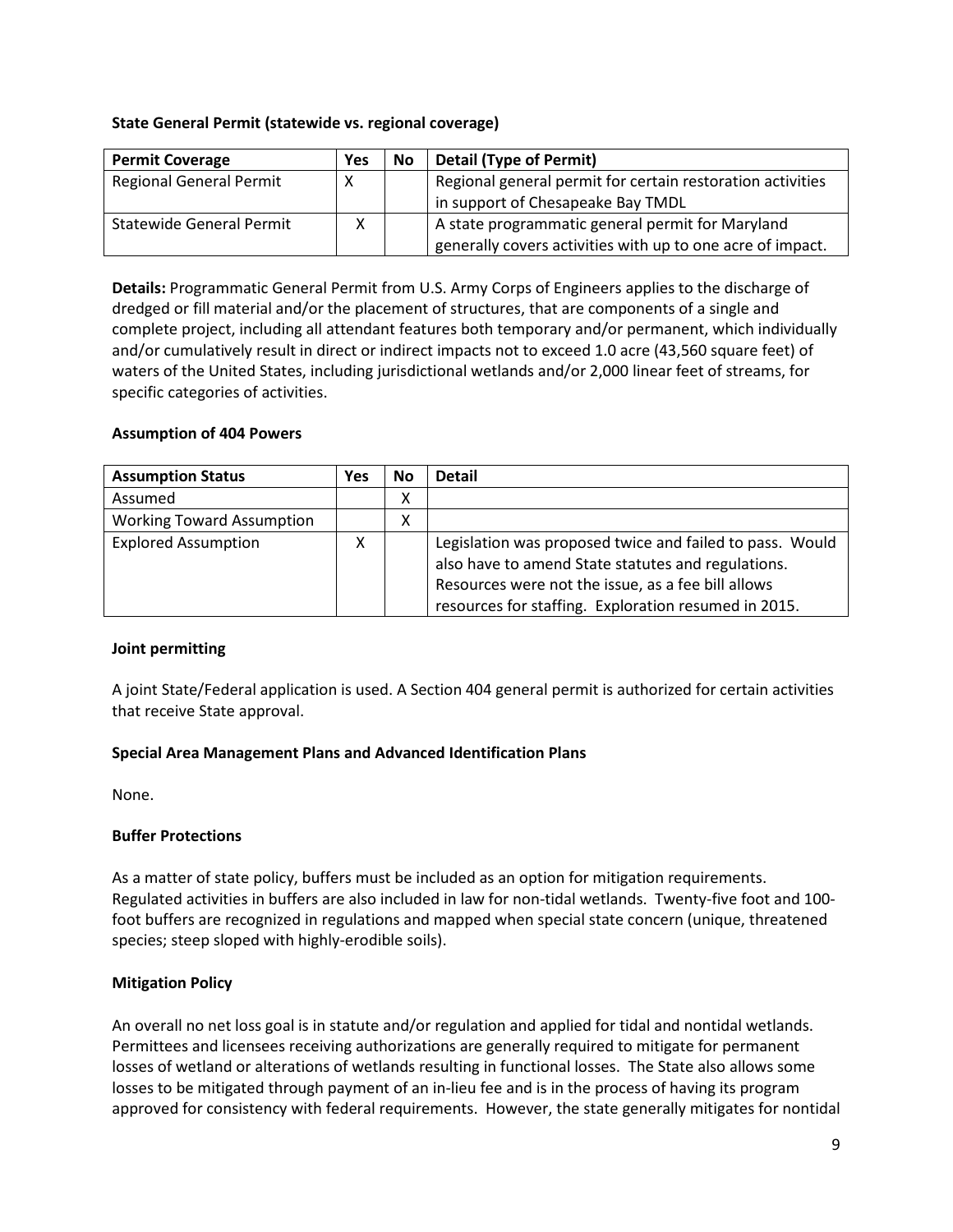**State General Permit (statewide vs. regional coverage)**

| Permit Coverage | Yes | No | Detail (Type of Permit) |
|---|---|---|---|
| Regional General Permit | X | | Regional general permit for certain restoration activities in support of Chesapeake Bay TMDL |
| Statewide General Permit | X | | A state programmatic general permit for Maryland generally covers activities with up to one acre of impact. |

**Details:** Programmatic General Permit from U.S. Army Corps of Engineers applies to the discharge of dredged or fill material and/or the placement of structures, that are components of a single and complete project, including all attendant features both temporary and/or permanent, which individually and/or cumulatively result in direct or indirect impacts not to exceed 1.0 acre (43,560 square feet) of waters of the United States, including jurisdictional wetlands and/or 2,000 linear feet of streams, for specific categories of activities.

**Assumption of 404 Powers**

| Assumption Status | Yes | No | Detail |
|---|---|---|---|
| Assumed | | X | |
| Working Toward Assumption | | X | |
| Explored Assumption | X | | Legislation was proposed twice and failed to pass. Would also have to amend State statutes and regulations. Resources were not the issue, as a fee bill allows resources for staffing. Exploration resumed in 2015. |

**Joint permitting**

A joint State/Federal application is used. A Section 404 general permit is authorized for certain activities that receive State approval.

**Special Area Management Plans and Advanced Identification Plans**

None.

**Buffer Protections**

As a matter of state policy, buffers must be included as an option for mitigation requirements. Regulated activities in buffers are also included in law for non-tidal wetlands. Twenty-five foot and 100-foot buffers are recognized in regulations and mapped when special state concern (unique, threatened species; steep sloped with highly-erodible soils).

**Mitigation Policy**

An overall no net loss goal is in statute and/or regulation and applied for tidal and nontidal wetlands. Permittees and licensees receiving authorizations are generally required to mitigate for permanent losses of wetland or alterations of wetlands resulting in functional losses. The State also allows some losses to be mitigated through payment of an in-lieu fee and is in the process of having its program approved for consistency with federal requirements. However, the state generally mitigates for nontidal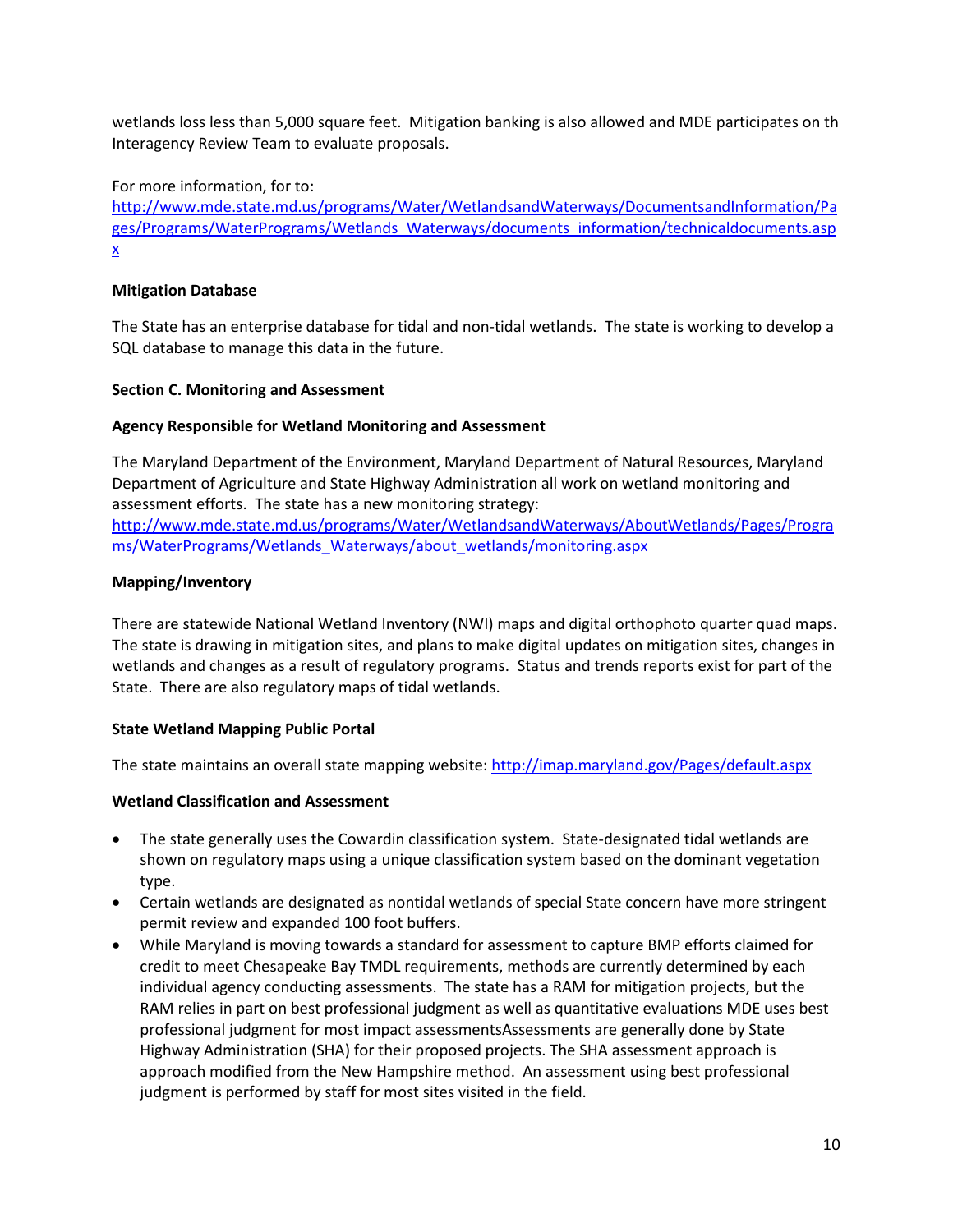wetlands loss less than 5,000 square feet. Mitigation banking is also allowed and MDE participates on th Interagency Review Team to evaluate proposals.

For more information, for to:
http://www.mde.state.md.us/programs/Water/WetlandsandWaterways/DocumentsandInformation/Pages/Programs/WaterPrograms/Wetlands_Waterways/documents_information/technicaldocuments.aspx

**Mitigation Database**

The State has an enterprise database for tidal and non-tidal wetlands. The state is working to develop a SQL database to manage this data in the future.

**Section C. Monitoring and Assessment**

**Agency Responsible for Wetland Monitoring and Assessment**

The Maryland Department of the Environment, Maryland Department of Natural Resources, Maryland Department of Agriculture and State Highway Administration all work on wetland monitoring and assessment efforts. The state has a new monitoring strategy:
http://www.mde.state.md.us/programs/Water/WetlandsandWaterways/AboutWetlands/Pages/Programs/WaterPrograms/Wetlands_Waterways/about_wetlands/monitoring.aspx

**Mapping/Inventory**

There are statewide National Wetland Inventory (NWI) maps and digital orthophoto quarter quad maps. The state is drawing in mitigation sites, and plans to make digital updates on mitigation sites, changes in wetlands and changes as a result of regulatory programs. Status and trends reports exist for part of the State. There are also regulatory maps of tidal wetlands.

**State Wetland Mapping Public Portal**

The state maintains an overall state mapping website: http://imap.maryland.gov/Pages/default.aspx

**Wetland Classification and Assessment**

- The state generally uses the Cowardin classification system. State-designated tidal wetlands are shown on regulatory maps using a unique classification system based on the dominant vegetation type.
- Certain wetlands are designated as nontidal wetlands of special State concern have more stringent permit review and expanded 100 foot buffers.
- While Maryland is moving towards a standard for assessment to capture BMP efforts claimed for credit to meet Chesapeake Bay TMDL requirements, methods are currently determined by each individual agency conducting assessments. The state has a RAM for mitigation projects, but the RAM relies in part on best professional judgment as well as quantitative evaluations MDE uses best professional judgment for most impact assessmentsAssessments are generally done by State Highway Administration (SHA) for their proposed projects. The SHA assessment approach is approach modified from the New Hampshire method. An assessment using best professional judgment is performed by staff for most sites visited in the field.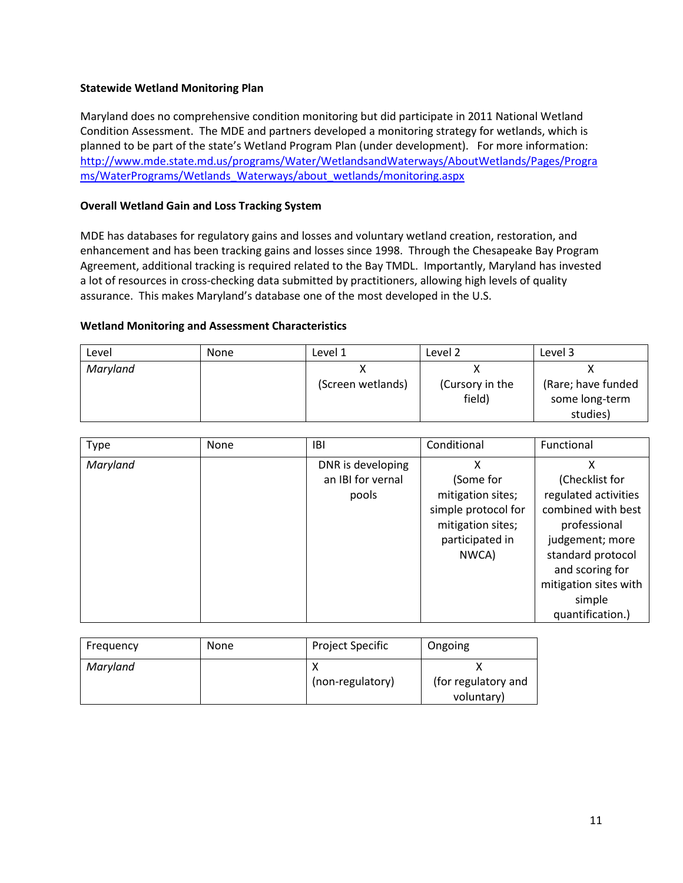**Statewide Wetland Monitoring Plan**

Maryland does no comprehensive condition monitoring but did participate in 2011 National Wetland Condition Assessment. The MDE and partners developed a monitoring strategy for wetlands, which is planned to be part of the state's Wetland Program Plan (under development). For more information: http://www.mde.state.md.us/programs/Water/WetlandsandWaterways/AboutWetlands/Pages/Programs/WaterPrograms/Wetlands_Waterways/about_wetlands/monitoring.aspx

**Overall Wetland Gain and Loss Tracking System**

MDE has databases for regulatory gains and losses and voluntary wetland creation, restoration, and enhancement and has been tracking gains and losses since 1998. Through the Chesapeake Bay Program Agreement, additional tracking is required related to the Bay TMDL. Importantly, Maryland has invested a lot of resources in cross-checking data submitted by practitioners, allowing high levels of quality assurance. This makes Maryland's database one of the most developed in the U.S.

**Wetland Monitoring and Assessment Characteristics**

| Level | None | Level 1 | Level 2 | Level 3 |
|---|---|---|---|---|
| *Maryland* | | X (Screen wetlands) | X (Cursory in the field) | X (Rare; have funded some long-term studies) |

| Type | None | IBI | Conditional | Functional |
|---|---|---|---|---|
| *Maryland* | | DNR is developing an IBI for vernal pools | X (Some for mitigation sites; simple protocol for mitigation sites; participated in NWCA) | X (Checklist for regulated activities combined with best professional judgement; more standard protocol and scoring for mitigation sites with simple quantification.) |

| Frequency | None | Project Specific | Ongoing |
|---|---|---|---|
| *Maryland* | | X (non-regulatory) | X (for regulatory and voluntary) |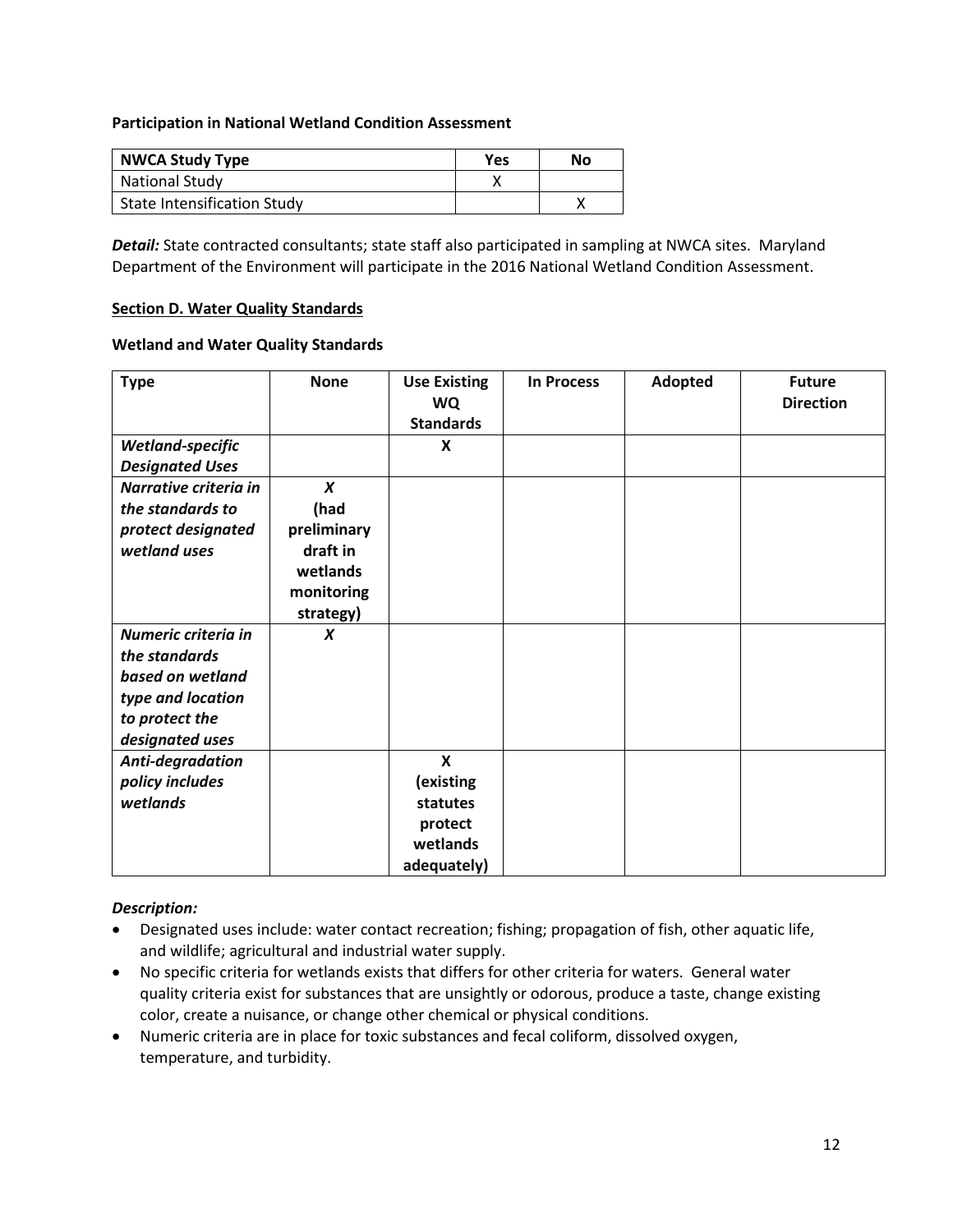**Participation in National Wetland Condition Assessment**

| NWCA Study Type | Yes | No |
|---|---|---|
| National Study | X | |
| State Intensification Study | | X |

***Detail:*** State contracted consultants; state staff also participated in sampling at NWCA sites. Maryland Department of the Environment will participate in the 2016 National Wetland Condition Assessment.

**Section D. Water Quality Standards**

**Wetland and Water Quality Standards**

| Type | None | Use Existing WQ Standards | In Process | Adopted | Future Direction |
|---|---|---|---|---|---|
| ***Wetland-specific Designated Uses*** | | **X** | | | |
| ***Narrative criteria in the standards to protect designated wetland uses*** | ***X*** **(had preliminary draft in wetlands monitoring strategy)** | | | | |
| ***Numeric criteria in the standards based on wetland type and location to protect the designated uses*** | ***X*** | | | | |
| ***Anti-degradation policy includes wetlands*** | | **X (existing statutes protect wetlands adequately)** | | | |

***Description:***

- Designated uses include: water contact recreation; fishing; propagation of fish, other aquatic life, and wildlife; agricultural and industrial water supply.
- No specific criteria for wetlands exists that differs for other criteria for waters. General water quality criteria exist for substances that are unsightly or odorous, produce a taste, change existing color, create a nuisance, or change other chemical or physical conditions.
- Numeric criteria are in place for toxic substances and fecal coliform, dissolved oxygen, temperature, and turbidity.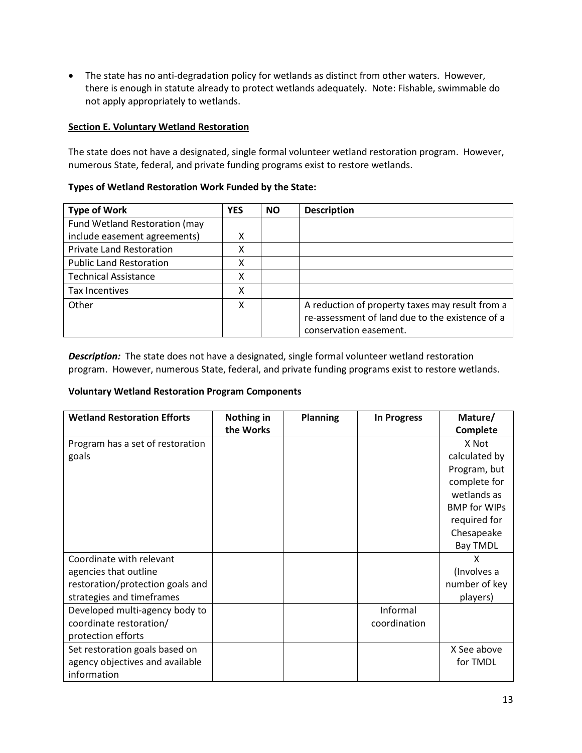- The state has no anti-degradation policy for wetlands as distinct from other waters. However, there is enough in statute already to protect wetlands adequately. Note: Fishable, swimmable do not apply appropriately to wetlands.

**Section E. Voluntary Wetland Restoration**

The state does not have a designated, single formal volunteer wetland restoration program. However, numerous State, federal, and private funding programs exist to restore wetlands.

**Types of Wetland Restoration Work Funded by the State:**

| Type of Work | YES | NO | Description |
|---|---|---|---|
| Fund Wetland Restoration (may include easement agreements) | X | | |
| Private Land Restoration | X | | |
| Public Land Restoration | X | | |
| Technical Assistance | X | | |
| Tax Incentives | X | | |
| Other | X | | A reduction of property taxes may result from a re-assessment of land due to the existence of a conservation easement. |

***Description:*** The state does not have a designated, single formal volunteer wetland restoration program. However, numerous State, federal, and private funding programs exist to restore wetlands.

**Voluntary Wetland Restoration Program Components**

| Wetland Restoration Efforts | Nothing in the Works | Planning | In Progress | Mature/ Complete |
|---|---|---|---|---|
| Program has a set of restoration goals | | | | X Not calculated by Program, but complete for wetlands as BMP for WIPs required for Chesapeake Bay TMDL |
| Coordinate with relevant agencies that outline restoration/protection goals and strategies and timeframes | | | | X (Involves a number of key players) |
| Developed multi-agency body to coordinate restoration/ protection efforts | | | Informal coordination | |
| Set restoration goals based on agency objectives and available information | | | | X See above for TMDL |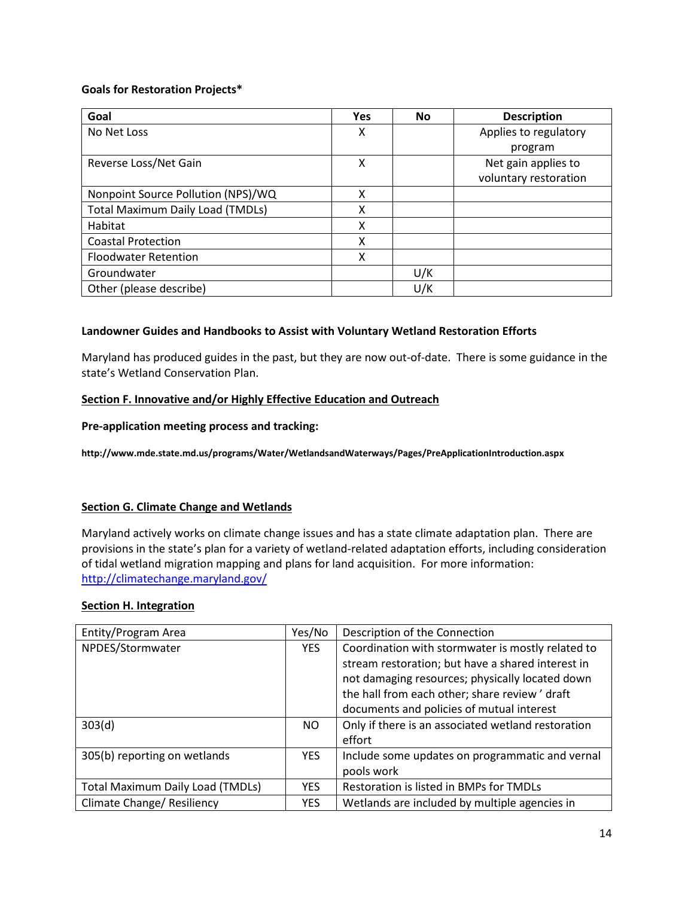**Goals for Restoration Projects***

| Goal | Yes | No | Description |
|---|---|---|---|
| No Net Loss | X | | Applies to regulatory program |
| Reverse Loss/Net Gain | X | | Net gain applies to voluntary restoration |
| Nonpoint Source Pollution (NPS)/WQ | X | | |
| Total Maximum Daily Load (TMDLs) | X | | |
| Habitat | X | | |
| Coastal Protection | X | | |
| Floodwater Retention | X | | |
| Groundwater | | U/K | |
| Other (please describe) | | U/K | |

**Landowner Guides and Handbooks to Assist with Voluntary Wetland Restoration Efforts**

Maryland has produced guides in the past, but they are now out-of-date. There is some guidance in the state's Wetland Conservation Plan.

## Section F. Innovative and/or Highly Effective Education and Outreach

**Pre-application meeting process and tracking:**

**http://www.mde.state.md.us/programs/Water/WetlandsandWaterways/Pages/PreApplicationIntroduction.aspx**

## Section G. Climate Change and Wetlands

Maryland actively works on climate change issues and has a state climate adaptation plan. There are provisions in the state's plan for a variety of wetland-related adaptation efforts, including consideration of tidal wetland migration mapping and plans for land acquisition. For more information: http://climatechange.maryland.gov/

## Section H. Integration

| Entity/Program Area | Yes/No | Description of the Connection |
|---|---|---|
| NPDES/Stormwater | YES | Coordination with stormwater is mostly related to stream restoration; but have a shared interest in not damaging resources; physically located down the hall from each other; share review ' draft documents and policies of mutual interest |
| 303(d) | NO | Only if there is an associated wetland restoration effort |
| 305(b) reporting on wetlands | YES | Include some updates on programmatic and vernal pools work |
| Total Maximum Daily Load (TMDLs) | YES | Restoration is listed in BMPs for TMDLs |
| Climate Change/ Resiliency | YES | Wetlands are included by multiple agencies in |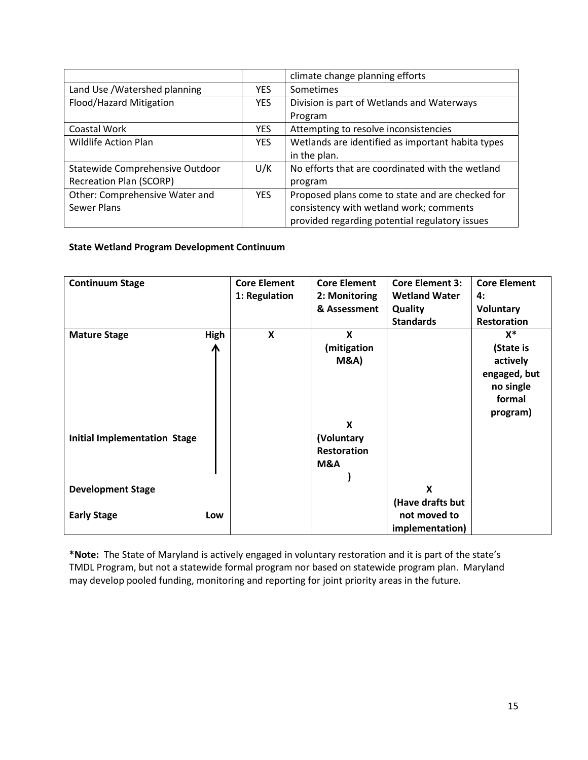| | | climate change planning efforts |
|---|---|---|
| Land Use /Watershed planning | YES | Sometimes |
| Flood/Hazard Mitigation | YES | Division is part of Wetlands and Waterways Program |
| Coastal Work | YES | Attempting to resolve inconsistencies |
| Wildlife Action Plan | YES | Wetlands are identified as important habita types in the plan. |
| Statewide Comprehensive Outdoor Recreation Plan (SCORP) | U/K | No efforts that are coordinated with the wetland program |
| Other: Comprehensive Water and Sewer Plans | YES | Proposed plans come to state and are checked for consistency with wetland work; comments provided regarding potential regulatory issues |

**State Wetland Program Development Continuum**

| Continuum Stage | Core Element 1: Regulation | Core Element 2: Monitoring & Assessment | Core Element 3: Wetland Water Quality Standards | Core Element 4: Voluntary Restoration |
|---|---|---|---|---|
| **Mature Stage** (High) | **X** | **X (mitigation M&A)** | | **X* (State is actively engaged, but no single formal program)** |
| **Initial Implementation Stage** | | **X (Voluntary Restoration M&A)** | | |
| **Development Stage** | | | **X (Have drafts but not moved to implementation)** | |
| **Early Stage** (Low) | | | | |

**\*Note:** The State of Maryland is actively engaged in voluntary restoration and it is part of the state's TMDL Program, but not a statewide formal program nor based on statewide program plan. Maryland may develop pooled funding, monitoring and reporting for joint priority areas in the future.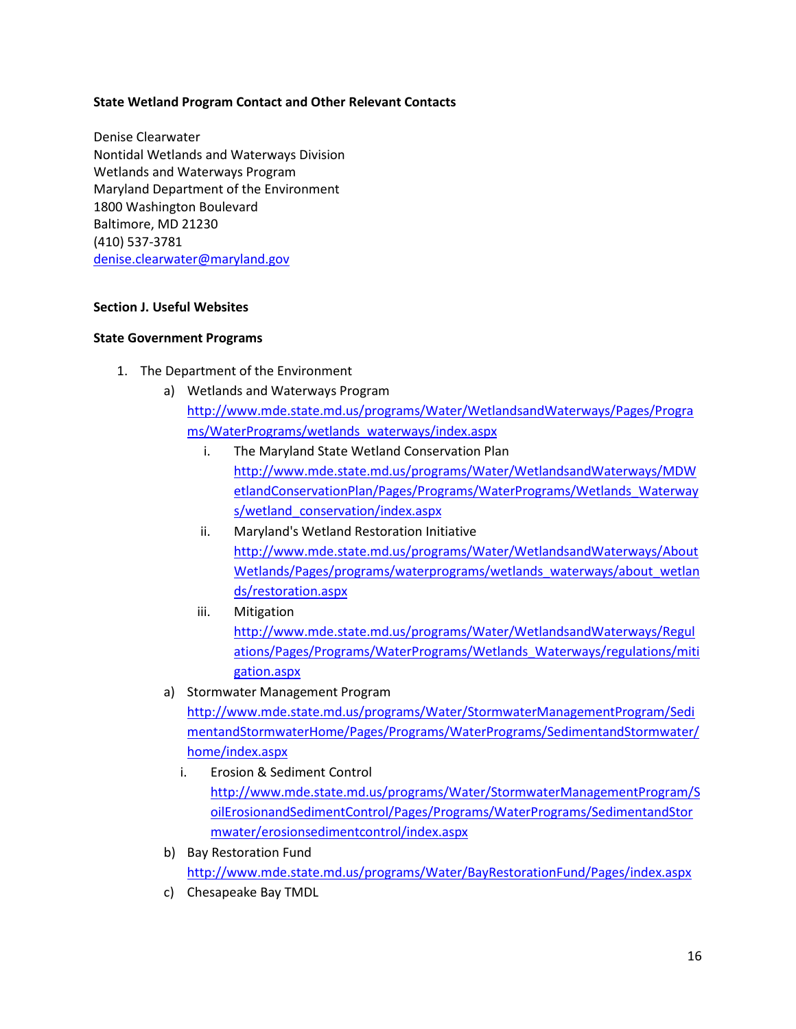**State Wetland Program Contact and Other Relevant Contacts**

Denise Clearwater
Nontidal Wetlands and Waterways Division
Wetlands and Waterways Program
Maryland Department of the Environment
1800 Washington Boulevard
Baltimore, MD 21230
(410) 537-3781
denise.clearwater@maryland.gov

**Section J. Useful Websites**

**State Government Programs**

1. The Department of the Environment
   a) Wetlands and Waterways Program
      http://www.mde.state.md.us/programs/Water/WetlandsandWaterways/Pages/Programs/WaterPrograms/wetlands_waterways/index.aspx
      i. The Maryland State Wetland Conservation Plan
         http://www.mde.state.md.us/programs/Water/WetlandsandWaterways/MDWetlandConservationPlan/Pages/Programs/WaterPrograms/Wetlands_Waterways/wetland_conservation/index.aspx
      ii. Maryland's Wetland Restoration Initiative
         http://www.mde.state.md.us/programs/Water/WetlandsandWaterways/AboutWetlands/Pages/programs/waterprograms/wetlands_waterways/about_wetlands/restoration.aspx
      iii. Mitigation
         http://www.mde.state.md.us/programs/Water/WetlandsandWaterways/Regulations/Pages/Programs/WaterPrograms/Wetlands_Waterways/regulations/mitigation.aspx
   a) Stormwater Management Program
      http://www.mde.state.md.us/programs/Water/StormwaterManagementProgram/SedimentandStormwaterHome/Pages/Programs/WaterPrograms/SedimentandStormwater/home/index.aspx
      i. Erosion & Sediment Control
         http://www.mde.state.md.us/programs/Water/StormwaterManagementProgram/SoilErosionandSedimentControl/Pages/Programs/WaterPrograms/SedimentandStormwater/erosionsedimentcontrol/index.aspx
   b) Bay Restoration Fund
      http://www.mde.state.md.us/programs/Water/BayRestorationFund/Pages/index.aspx
   c) Chesapeake Bay TMDL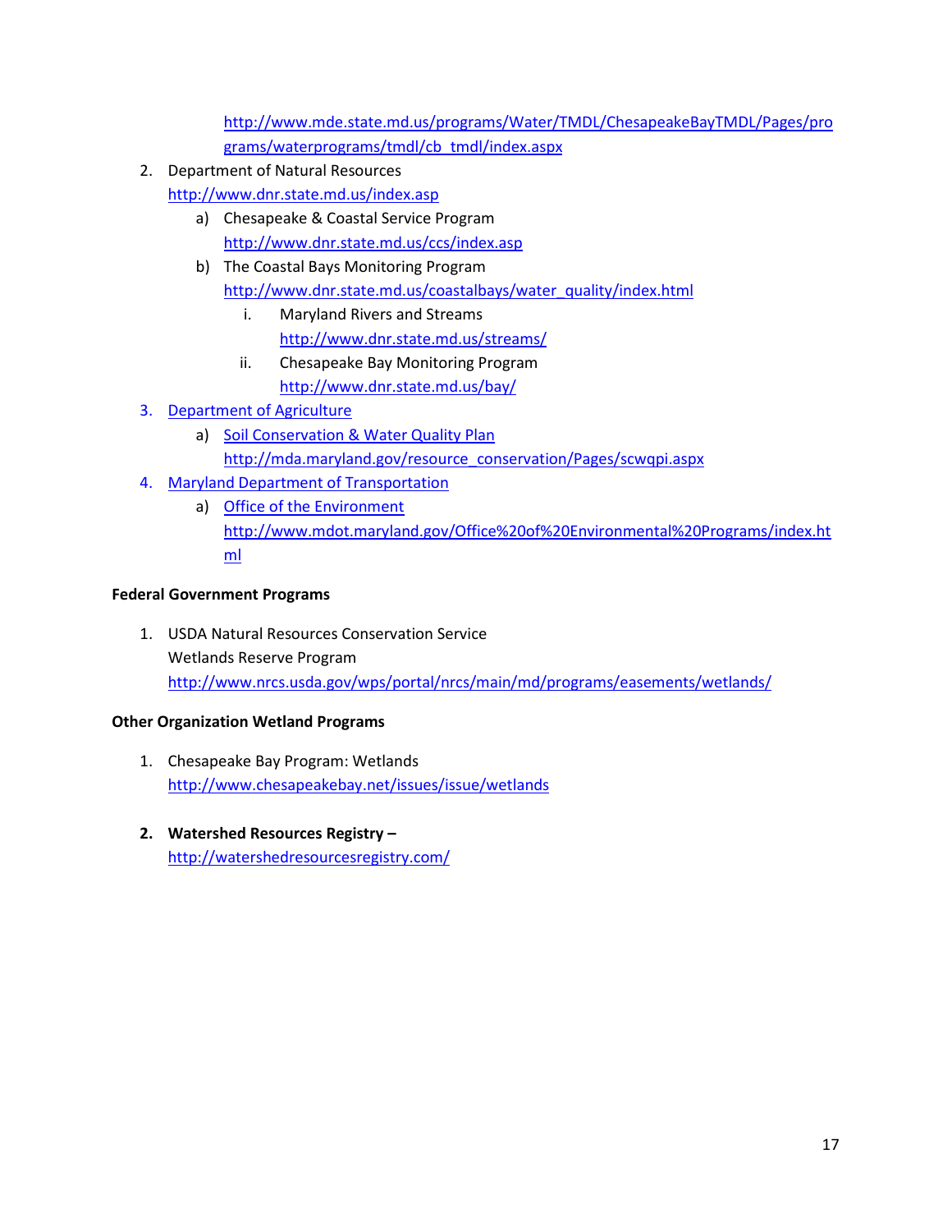http://www.mde.state.md.us/programs/Water/TMDL/ChesapeakeBayTMDL/Pages/programs/waterprograms/tmdl/cb_tmdl/index.aspx

2. Department of Natural Resources
   http://www.dnr.state.md.us/index.asp
   a) Chesapeake & Coastal Service Program
      http://www.dnr.state.md.us/ccs/index.asp
   b) The Coastal Bays Monitoring Program
      http://www.dnr.state.md.us/coastalbays/water_quality/index.html
      i. Maryland Rivers and Streams
         http://www.dnr.state.md.us/streams/
      ii. Chesapeake Bay Monitoring Program
         http://www.dnr.state.md.us/bay/
3. Department of Agriculture
   a) Soil Conservation & Water Quality Plan
      http://mda.maryland.gov/resource_conservation/Pages/scwqpi.aspx
4. Maryland Department of Transportation
   a) Office of the Environment
      http://www.mdot.maryland.gov/Office%20of%20Environmental%20Programs/index.html

**Federal Government Programs**

1. USDA Natural Resources Conservation Service
   Wetlands Reserve Program
   http://www.nrcs.usda.gov/wps/portal/nrcs/main/md/programs/easements/wetlands/

**Other Organization Wetland Programs**

1. Chesapeake Bay Program: Wetlands
   http://www.chesapeakebay.net/issues/issue/wetlands

2. **Watershed Resources Registry –**
   http://watershedresourcesregistry.com/